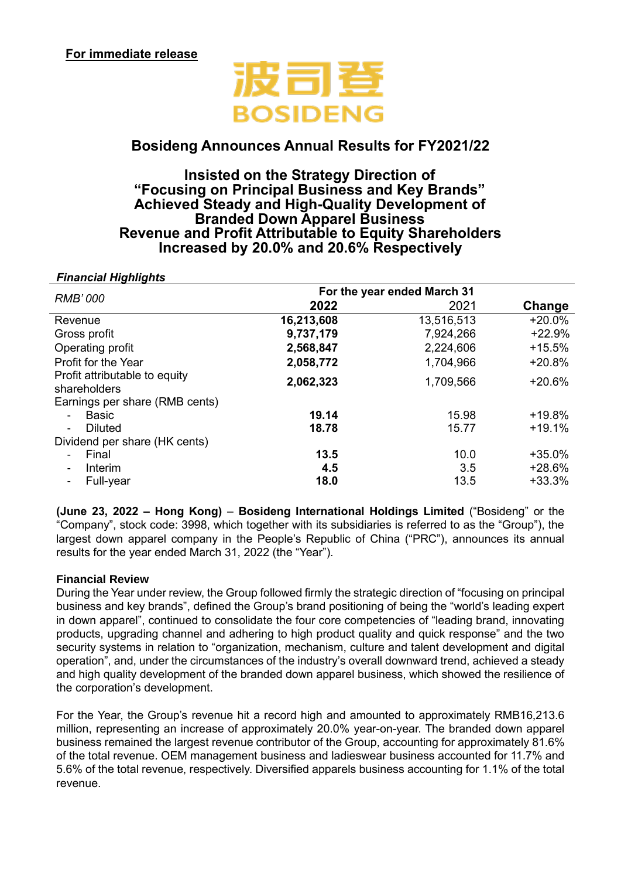**For immediate release**

波司登
BOSIDENG

# Bosideng Announces Annual Results for FY2021/22

## Insisted on the Strategy Direction of "Focusing on Principal Business and Key Brands" Achieved Steady and High-Quality Development of Branded Down Apparel Business Revenue and Profit Attributable to Equity Shareholders Increased by 20.0% and 20.6% Respectively

***Financial Highlights***

| *RMB' 000* | For the year ended March 31 | | |
|---|---|---|---|
| | **2022** | 2021 | **Change** |
| Revenue | **16,213,608** | 13,516,513 | +20.0% |
| Gross profit | **9,737,179** | 7,924,266 | +22.9% |
| Operating profit | **2,568,847** | 2,224,606 | +15.5% |
| Profit for the Year | **2,058,772** | 1,704,966 | +20.8% |
| Profit attributable to equity shareholders | **2,062,323** | 1,709,566 | +20.6% |
| Earnings per share (RMB cents) | | | |
| - Basic | **19.14** | 15.98 | +19.8% |
| - Diluted | **18.78** | 15.77 | +19.1% |
| Dividend per share (HK cents) | | | |
| - Final | **13.5** | 10.0 | +35.0% |
| - Interim | **4.5** | 3.5 | +28.6% |
| - Full-year | **18.0** | 13.5 | +33.3% |

**(June 23, 2022 – Hong Kong)** – **Bosideng International Holdings Limited** ("Bosideng" or the "Company", stock code: 3998, which together with its subsidiaries is referred to as the "Group"), the largest down apparel company in the People's Republic of China ("PRC"), announces its annual results for the year ended March 31, 2022 (the "Year").

**Financial Review**

During the Year under review, the Group followed firmly the strategic direction of "focusing on principal business and key brands", defined the Group's brand positioning of being the "world's leading expert in down apparel", continued to consolidate the four core competencies of "leading brand, innovating products, upgrading channel and adhering to high product quality and quick response" and the two security systems in relation to "organization, mechanism, culture and talent development and digital operation", and, under the circumstances of the industry's overall downward trend, achieved a steady and high quality development of the branded down apparel business, which showed the resilience of the corporation's development.

For the Year, the Group's revenue hit a record high and amounted to approximately RMB16,213.6 million, representing an increase of approximately 20.0% year-on-year. The branded down apparel business remained the largest revenue contributor of the Group, accounting for approximately 81.6% of the total revenue. OEM management business and ladieswear business accounted for 11.7% and 5.6% of the total revenue, respectively. Diversified apparels business accounting for 1.1% of the total revenue.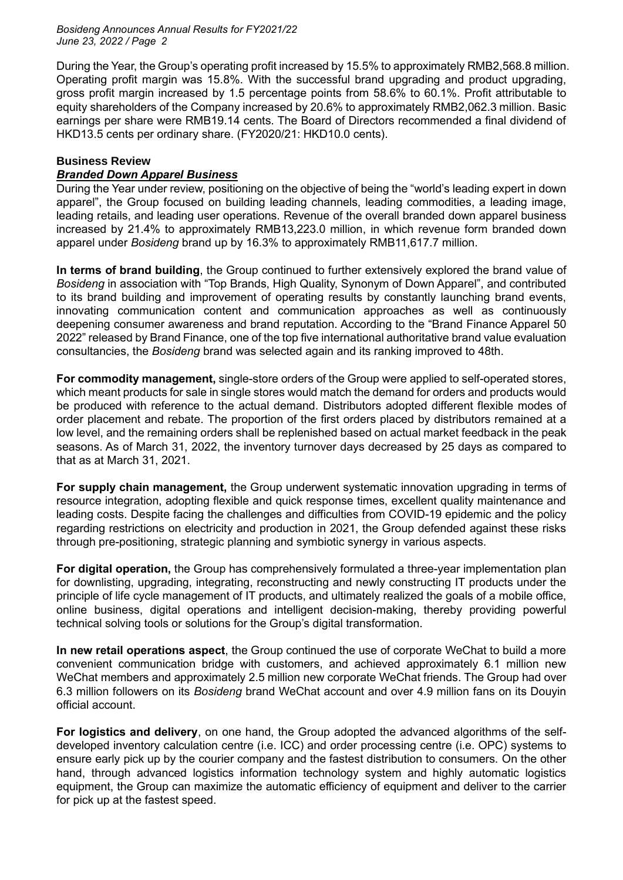During the Year, the Group's operating profit increased by 15.5% to approximately RMB2,568.8 million. Operating profit margin was 15.8%. With the successful brand upgrading and product upgrading, gross profit margin increased by 1.5 percentage points from 58.6% to 60.1%. Profit attributable to equity shareholders of the Company increased by 20.6% to approximately RMB2,062.3 million. Basic earnings per share were RMB19.14 cents. The Board of Directors recommended a final dividend of HKD13.5 cents per ordinary share. (FY2020/21: HKD10.0 cents).

## Business Review

### ***Branded Down Apparel Business***

During the Year under review, positioning on the objective of being the "world's leading expert in down apparel", the Group focused on building leading channels, leading commodities, a leading image, leading retails, and leading user operations. Revenue of the overall branded down apparel business increased by 21.4% to approximately RMB13,223.0 million, in which revenue form branded down apparel under *Bosideng* brand up by 16.3% to approximately RMB11,617.7 million.

**In terms of brand building**, the Group continued to further extensively explored the brand value of *Bosideng* in association with "Top Brands, High Quality, Synonym of Down Apparel", and contributed to its brand building and improvement of operating results by constantly launching brand events, innovating communication content and communication approaches as well as continuously deepening consumer awareness and brand reputation. According to the "Brand Finance Apparel 50 2022" released by Brand Finance, one of the top five international authoritative brand value evaluation consultancies, the *Bosideng* brand was selected again and its ranking improved to 48th.

**For commodity management,** single-store orders of the Group were applied to self-operated stores, which meant products for sale in single stores would match the demand for orders and products would be produced with reference to the actual demand. Distributors adopted different flexible modes of order placement and rebate. The proportion of the first orders placed by distributors remained at a low level, and the remaining orders shall be replenished based on actual market feedback in the peak seasons. As of March 31, 2022, the inventory turnover days decreased by 25 days as compared to that as at March 31, 2021.

**For supply chain management,** the Group underwent systematic innovation upgrading in terms of resource integration, adopting flexible and quick response times, excellent quality maintenance and leading costs. Despite facing the challenges and difficulties from COVID-19 epidemic and the policy regarding restrictions on electricity and production in 2021, the Group defended against these risks through pre-positioning, strategic planning and symbiotic synergy in various aspects.

**For digital operation,** the Group has comprehensively formulated a three-year implementation plan for downlisting, upgrading, integrating, reconstructing and newly constructing IT products under the principle of life cycle management of IT products, and ultimately realized the goals of a mobile office, online business, digital operations and intelligent decision-making, thereby providing powerful technical solving tools or solutions for the Group's digital transformation.

**In new retail operations aspect**, the Group continued the use of corporate WeChat to build a more convenient communication bridge with customers, and achieved approximately 6.1 million new WeChat members and approximately 2.5 million new corporate WeChat friends. The Group had over 6.3 million followers on its *Bosideng* brand WeChat account and over 4.9 million fans on its Douyin official account.

**For logistics and delivery**, on one hand, the Group adopted the advanced algorithms of the self-developed inventory calculation centre (i.e. ICC) and order processing centre (i.e. OPC) systems to ensure early pick up by the courier company and the fastest distribution to consumers. On the other hand, through advanced logistics information technology system and highly automatic logistics equipment, the Group can maximize the automatic efficiency of equipment and deliver to the carrier for pick up at the fastest speed.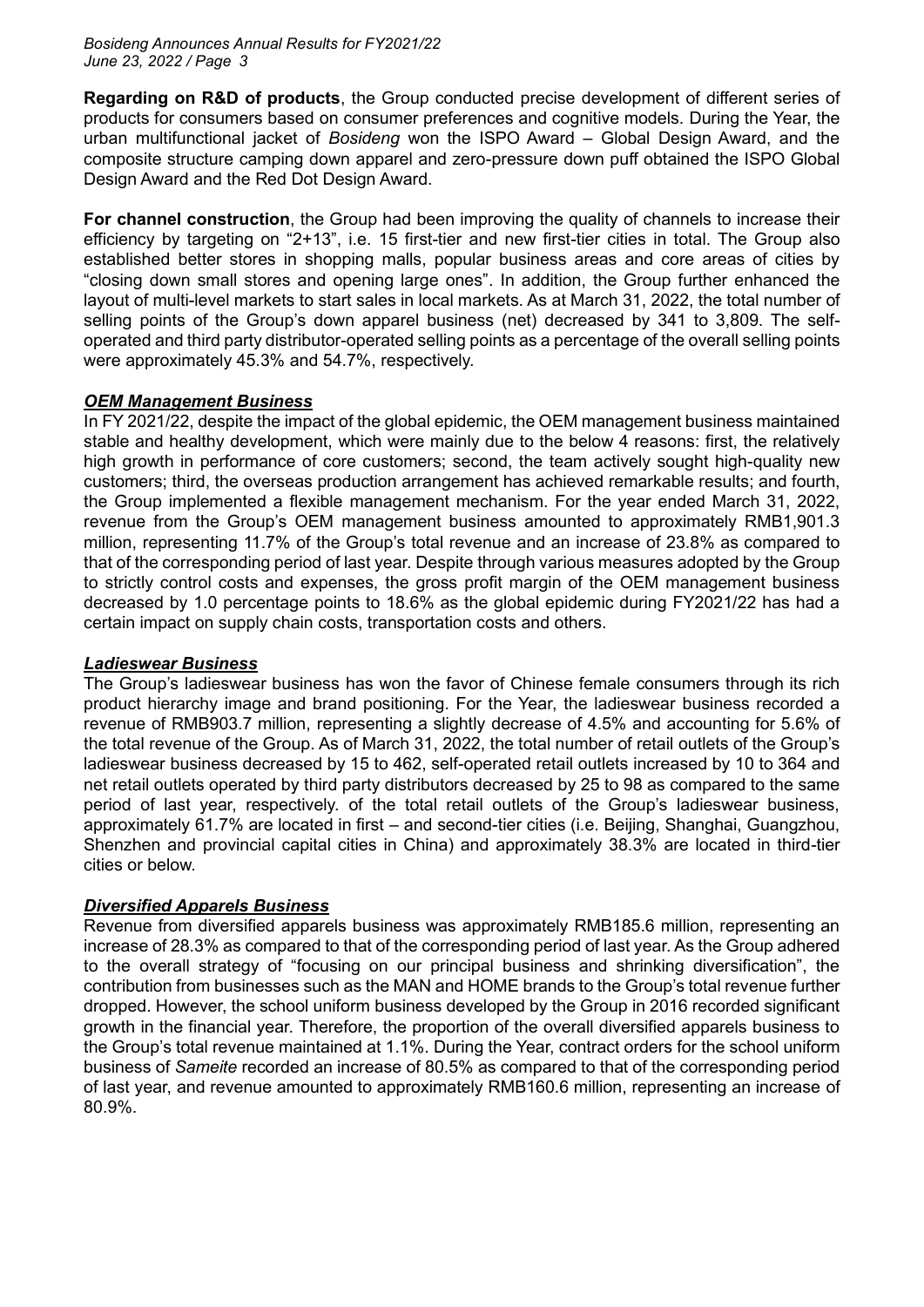**Regarding on R&D of products**, the Group conducted precise development of different series of products for consumers based on consumer preferences and cognitive models. During the Year, the urban multifunctional jacket of *Bosideng* won the ISPO Award – Global Design Award, and the composite structure camping down apparel and zero-pressure down puff obtained the ISPO Global Design Award and the Red Dot Design Award.

**For channel construction**, the Group had been improving the quality of channels to increase their efficiency by targeting on "2+13", i.e. 15 first-tier and new first-tier cities in total. The Group also established better stores in shopping malls, popular business areas and core areas of cities by "closing down small stores and opening large ones". In addition, the Group further enhanced the layout of multi-level markets to start sales in local markets. As at March 31, 2022, the total number of selling points of the Group's down apparel business (net) decreased by 341 to 3,809. The self-operated and third party distributor-operated selling points as a percentage of the overall selling points were approximately 45.3% and 54.7%, respectively.

***OEM Management Business***

In FY 2021/22, despite the impact of the global epidemic, the OEM management business maintained stable and healthy development, which were mainly due to the below 4 reasons: first, the relatively high growth in performance of core customers; second, the team actively sought high-quality new customers; third, the overseas production arrangement has achieved remarkable results; and fourth, the Group implemented a flexible management mechanism. For the year ended March 31, 2022, revenue from the Group's OEM management business amounted to approximately RMB1,901.3 million, representing 11.7% of the Group's total revenue and an increase of 23.8% as compared to that of the corresponding period of last year. Despite through various measures adopted by the Group to strictly control costs and expenses, the gross profit margin of the OEM management business decreased by 1.0 percentage points to 18.6% as the global epidemic during FY2021/22 has had a certain impact on supply chain costs, transportation costs and others.

***Ladieswear Business***

The Group's ladieswear business has won the favor of Chinese female consumers through its rich product hierarchy image and brand positioning. For the Year, the ladieswear business recorded a revenue of RMB903.7 million, representing a slightly decrease of 4.5% and accounting for 5.6% of the total revenue of the Group. As of March 31, 2022, the total number of retail outlets of the Group's ladieswear business decreased by 15 to 462, self-operated retail outlets increased by 10 to 364 and net retail outlets operated by third party distributors decreased by 25 to 98 as compared to the same period of last year, respectively. of the total retail outlets of the Group's ladieswear business, approximately 61.7% are located in first – and second-tier cities (i.e. Beijing, Shanghai, Guangzhou, Shenzhen and provincial capital cities in China) and approximately 38.3% are located in third-tier cities or below.

***Diversified Apparels Business***

Revenue from diversified apparels business was approximately RMB185.6 million, representing an increase of 28.3% as compared to that of the corresponding period of last year. As the Group adhered to the overall strategy of "focusing on our principal business and shrinking diversification", the contribution from businesses such as the MAN and HOME brands to the Group's total revenue further dropped. However, the school uniform business developed by the Group in 2016 recorded significant growth in the financial year. Therefore, the proportion of the overall diversified apparels business to the Group's total revenue maintained at 1.1%. During the Year, contract orders for the school uniform business of *Sameite* recorded an increase of 80.5% as compared to that of the corresponding period of last year, and revenue amounted to approximately RMB160.6 million, representing an increase of 80.9%.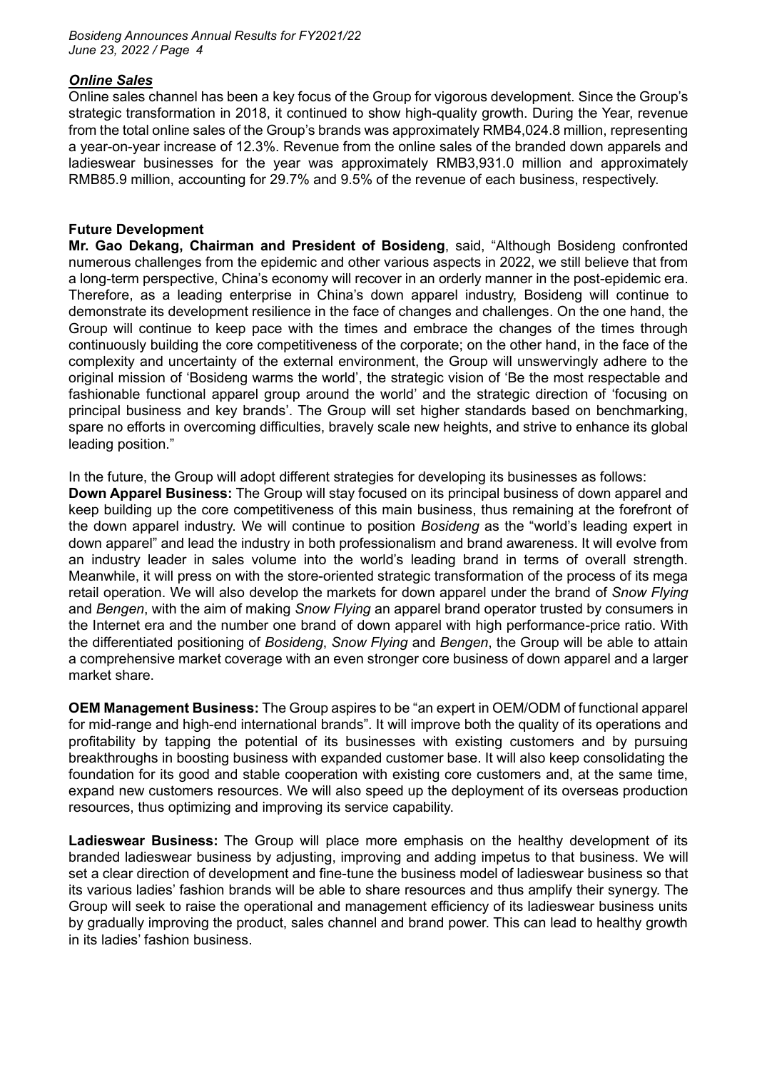***Online Sales***

Online sales channel has been a key focus of the Group for vigorous development. Since the Group's strategic transformation in 2018, it continued to show high-quality growth. During the Year, revenue from the total online sales of the Group's brands was approximately RMB4,024.8 million, representing a year-on-year increase of 12.3%. Revenue from the online sales of the branded down apparels and ladieswear businesses for the year was approximately RMB3,931.0 million and approximately RMB85.9 million, accounting for 29.7% and 9.5% of the revenue of each business, respectively.

**Future Development**

**Mr. Gao Dekang, Chairman and President of Bosideng**, said, "Although Bosideng confronted numerous challenges from the epidemic and other various aspects in 2022, we still believe that from a long-term perspective, China's economy will recover in an orderly manner in the post-epidemic era. Therefore, as a leading enterprise in China's down apparel industry, Bosideng will continue to demonstrate its development resilience in the face of changes and challenges. On the one hand, the Group will continue to keep pace with the times and embrace the changes of the times through continuously building the core competitiveness of the corporate; on the other hand, in the face of the complexity and uncertainty of the external environment, the Group will unswervingly adhere to the original mission of 'Bosideng warms the world', the strategic vision of 'Be the most respectable and fashionable functional apparel group around the world' and the strategic direction of 'focusing on principal business and key brands'. The Group will set higher standards based on benchmarking, spare no efforts in overcoming difficulties, bravely scale new heights, and strive to enhance its global leading position."

In the future, the Group will adopt different strategies for developing its businesses as follows:

**Down Apparel Business:** The Group will stay focused on its principal business of down apparel and keep building up the core competitiveness of this main business, thus remaining at the forefront of the down apparel industry. We will continue to position *Bosideng* as the "world's leading expert in down apparel" and lead the industry in both professionalism and brand awareness. It will evolve from an industry leader in sales volume into the world's leading brand in terms of overall strength. Meanwhile, it will press on with the store-oriented strategic transformation of the process of its mega retail operation. We will also develop the markets for down apparel under the brand of *Snow Flying* and *Bengen*, with the aim of making *Snow Flying* an apparel brand operator trusted by consumers in the Internet era and the number one brand of down apparel with high performance-price ratio. With the differentiated positioning of *Bosideng*, *Snow Flying* and *Bengen*, the Group will be able to attain a comprehensive market coverage with an even stronger core business of down apparel and a larger market share.

**OEM Management Business:** The Group aspires to be "an expert in OEM/ODM of functional apparel for mid-range and high-end international brands". It will improve both the quality of its operations and profitability by tapping the potential of its businesses with existing customers and by pursuing breakthroughs in boosting business with expanded customer base. It will also keep consolidating the foundation for its good and stable cooperation with existing core customers and, at the same time, expand new customers resources. We will also speed up the deployment of its overseas production resources, thus optimizing and improving its service capability.

**Ladieswear Business:** The Group will place more emphasis on the healthy development of its branded ladieswear business by adjusting, improving and adding impetus to that business. We will set a clear direction of development and fine-tune the business model of ladieswear business so that its various ladies' fashion brands will be able to share resources and thus amplify their synergy. The Group will seek to raise the operational and management efficiency of its ladieswear business units by gradually improving the product, sales channel and brand power. This can lead to healthy growth in its ladies' fashion business.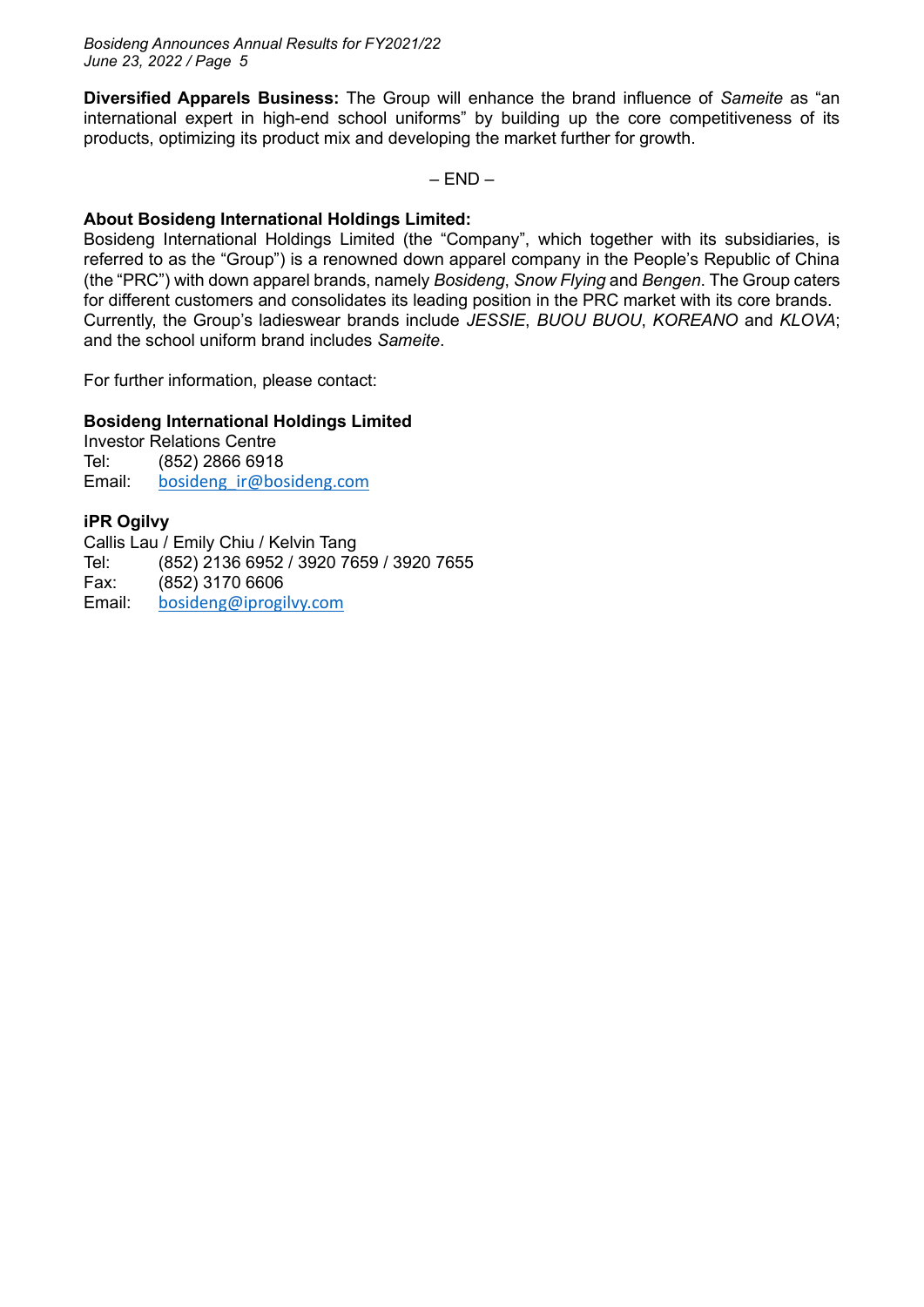**Diversified Apparels Business:** The Group will enhance the brand influence of *Sameite* as "an international expert in high-end school uniforms" by building up the core competitiveness of its products, optimizing its product mix and developing the market further for growth.

– END –

**About Bosideng International Holdings Limited:**
Bosideng International Holdings Limited (the "Company", which together with its subsidiaries, is referred to as the "Group") is a renowned down apparel company in the People's Republic of China (the "PRC") with down apparel brands, namely *Bosideng*, *Snow Flying* and *Bengen*. The Group caters for different customers and consolidates its leading position in the PRC market with its core brands. Currently, the Group's ladieswear brands include *JESSIE*, *BUOU BUOU*, *KOREANO* and *KLOVA*; and the school uniform brand includes *Sameite*.

For further information, please contact:

**Bosideng International Holdings Limited**
Investor Relations Centre
Tel: (852) 2866 6918
Email: bosideng_ir@bosideng.com

**iPR Ogilvy**
Callis Lau / Emily Chiu / Kelvin Tang
Tel: (852) 2136 6952 / 3920 7659 / 3920 7655
Fax: (852) 3170 6606
Email: bosideng@iprogilvy.com